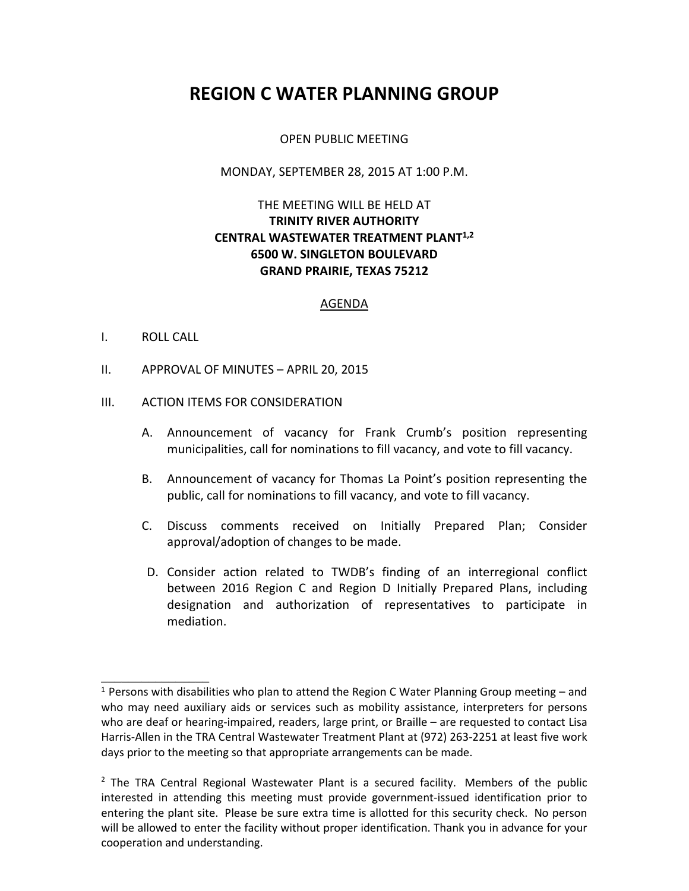# REGION C WATER PLANNING GROUP

OPEN PUBLIC MEETING

MONDAY, SEPTEMBER 28, 2015 AT 1:00 P.M.

THE MEETING WILL BE HELD AT
**TRINITY RIVER AUTHORITY**
**CENTRAL WASTEWATER TREATMENT PLANT[1,2]**
**6500 W. SINGLETON BOULEVARD**
**GRAND PRAIRIE, TEXAS 75212**

<u>AGENDA</u>

I. ROLL CALL

II. APPROVAL OF MINUTES – APRIL 20, 2015

III. ACTION ITEMS FOR CONSIDERATION

  A. Announcement of vacancy for Frank Crumb's position representing municipalities, call for nominations to fill vacancy, and vote to fill vacancy.

  B. Announcement of vacancy for Thomas La Point's position representing the public, call for nominations to fill vacancy, and vote to fill vacancy.

  C. Discuss comments received on Initially Prepared Plan; Consider approval/adoption of changes to be made.

  D. Consider action related to TWDB's finding of an interregional conflict between 2016 Region C and Region D Initially Prepared Plans, including designation and authorization of representatives to participate in mediation.

---

[1] Persons with disabilities who plan to attend the Region C Water Planning Group meeting – and who may need auxiliary aids or services such as mobility assistance, interpreters for persons who are deaf or hearing-impaired, readers, large print, or Braille – are requested to contact Lisa Harris-Allen in the TRA Central Wastewater Treatment Plant at (972) 263-2251 at least five work days prior to the meeting so that appropriate arrangements can be made.

[2] The TRA Central Regional Wastewater Plant is a secured facility. Members of the public interested in attending this meeting must provide government-issued identification prior to entering the plant site. Please be sure extra time is allotted for this security check. No person will be allowed to enter the facility without proper identification. Thank you in advance for your cooperation and understanding.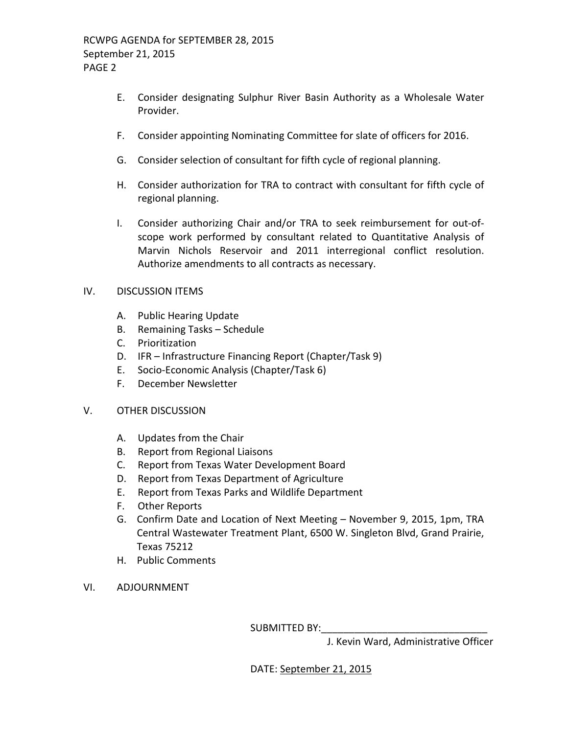E. Consider designating Sulphur River Basin Authority as a Wholesale Water Provider.

F. Consider appointing Nominating Committee for slate of officers for 2016.

G. Consider selection of consultant for fifth cycle of regional planning.

H. Consider authorization for TRA to contract with consultant for fifth cycle of regional planning.

I. Consider authorizing Chair and/or TRA to seek reimbursement for out-of-scope work performed by consultant related to Quantitative Analysis of Marvin Nichols Reservoir and 2011 interregional conflict resolution. Authorize amendments to all contracts as necessary.

IV. DISCUSSION ITEMS

A. Public Hearing Update
B. Remaining Tasks – Schedule
C. Prioritization
D. IFR – Infrastructure Financing Report (Chapter/Task 9)
E. Socio-Economic Analysis (Chapter/Task 6)
F. December Newsletter

V. OTHER DISCUSSION

A. Updates from the Chair
B. Report from Regional Liaisons
C. Report from Texas Water Development Board
D. Report from Texas Department of Agriculture
E. Report from Texas Parks and Wildlife Department
F. Other Reports
G. Confirm Date and Location of Next Meeting – November 9, 2015, 1pm, TRA Central Wastewater Treatment Plant, 6500 W. Singleton Blvd, Grand Prairie, Texas 75212
H. Public Comments

VI. ADJOURNMENT

SUBMITTED BY:______________________________
J. Kevin Ward, Administrative Officer

DATE: September 21, 2015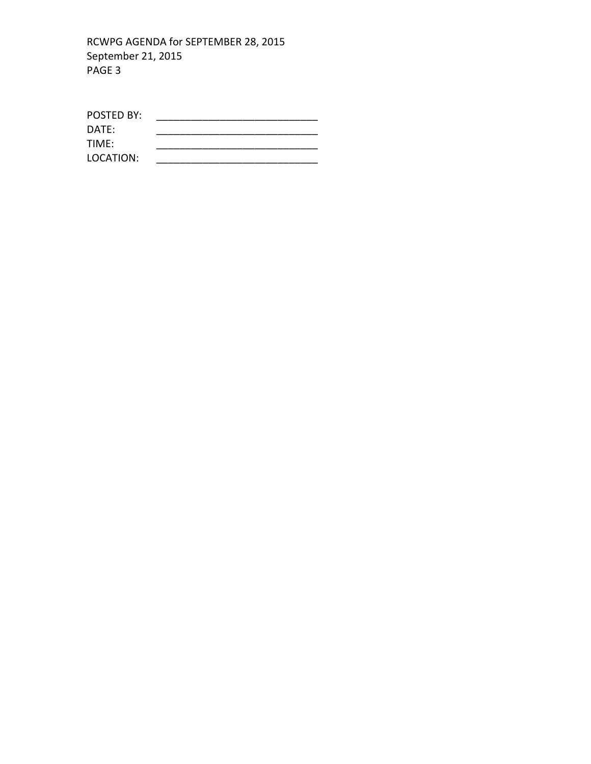POSTED BY: ____________________________
DATE: ____________________________
TIME: ____________________________
LOCATION: ____________________________